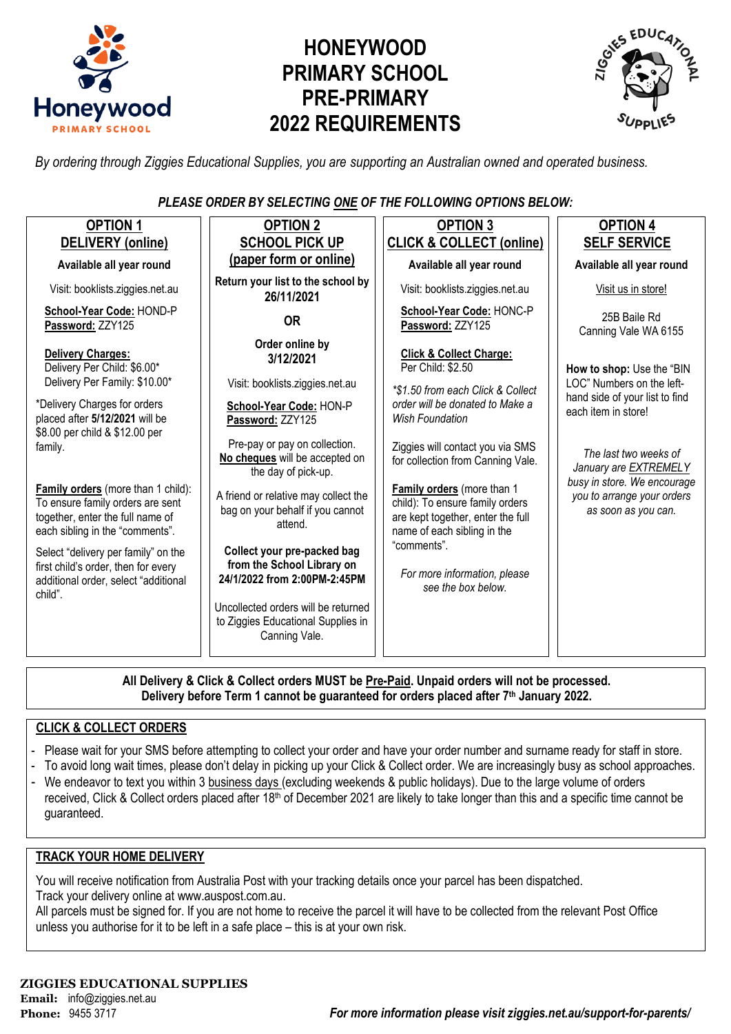# HONEYWOOD PRIMARY SCHOOL PRE-PRIMARY 2022 REQUIREMENTS

*By ordering through Ziggies Educational Supplies, you are supporting an Australian owned and operated business.*

***PLEASE ORDER BY SELECTING ONE OF THE FOLLOWING OPTIONS BELOW:***

| **OPTION 1 DELIVERY (online)** | **OPTION 2 SCHOOL PICK UP (paper form or online)** | **OPTION 3 CLICK & COLLECT (online)** | **OPTION 4 SELF SERVICE** |
|---|---|---|---|
| **Available all year round**<br><br>Visit: booklists.ziggies.net.au<br><br>**School-Year Code:** HOND-P<br>**Password:** ZZY125<br><br>**Delivery Charges:**<br>Delivery Per Child: $6.00*<br>Delivery Per Family: $10.00*<br><br>*Delivery Charges for orders placed after **5/12/2021** will be $8.00 per child & $12.00 per family.<br><br>**Family orders** (more than 1 child): To ensure family orders are sent together, enter the full name of each sibling in the "comments".<br><br>Select "delivery per family" on the first child's order, then for every additional order, select "additional child". | **Return your list to the school by 26/11/2021**<br><br>**OR**<br><br>**Order online by 3/12/2021**<br><br>Visit: booklists.ziggies.net.au<br><br>**School-Year Code:** HON-P<br>**Password:** ZZY125<br><br>Pre-pay or pay on collection. **No cheques** will be accepted on the day of pick-up.<br><br>A friend or relative may collect the bag on your behalf if you cannot attend.<br><br>**Collect your pre-packed bag from the School Library on 24/1/2022 from 2:00PM-2:45PM**<br><br>Uncollected orders will be returned to Ziggies Educational Supplies in Canning Vale. | **Available all year round**<br><br>Visit: booklists.ziggies.net.au<br><br>**School-Year Code:** HONC-P<br>**Password:** ZZY125<br><br>**Click & Collect Charge:**<br>Per Child: $2.50<br><br>*\*$1.50 from each Click & Collect order will be donated to Make a Wish Foundation*<br><br>Ziggies will contact you via SMS for collection from Canning Vale.<br><br>**Family orders** (more than 1 child): To ensure family orders are kept together, enter the full name of each sibling in the "comments".<br><br>*For more information, please see the box below.* | **Available all year round**<br><br>Visit us in store!<br><br>25B Baile Rd<br>Canning Vale WA 6155<br><br>**How to shop:** Use the "BIN LOC" Numbers on the left-hand side of your list to find each item in store!<br><br>*The last two weeks of January are EXTREMELY busy in store. We encourage you to arrange your orders as soon as you can.* |

**All Delivery & Click & Collect orders MUST be Pre-Paid. Unpaid orders will not be processed.**
**Delivery before Term 1 cannot be guaranteed for orders placed after 7th January 2022.**

## CLICK & COLLECT ORDERS

- Please wait for your SMS before attempting to collect your order and have your order number and surname ready for staff in store.
- To avoid long wait times, please don't delay in picking up your Click & Collect order. We are increasingly busy as school approaches.
- We endeavor to text you within 3 business days (excluding weekends & public holidays). Due to the large volume of orders received, Click & Collect orders placed after 18th of December 2021 are likely to take longer than this and a specific time cannot be guaranteed.

## TRACK YOUR HOME DELIVERY

You will receive notification from Australia Post with your tracking details once your parcel has been dispatched.
Track your delivery online at www.auspost.com.au.
All parcels must be signed for. If you are not home to receive the parcel it will have to be collected from the relevant Post Office unless you authorise for it to be left in a safe place – this is at your own risk.

**ZIGGIES EDUCATIONAL SUPPLIES**
**Email:** info@ziggies.net.au
**Phone:** 9455 3717

***For more information please visit ziggies.net.au/support-for-parents/***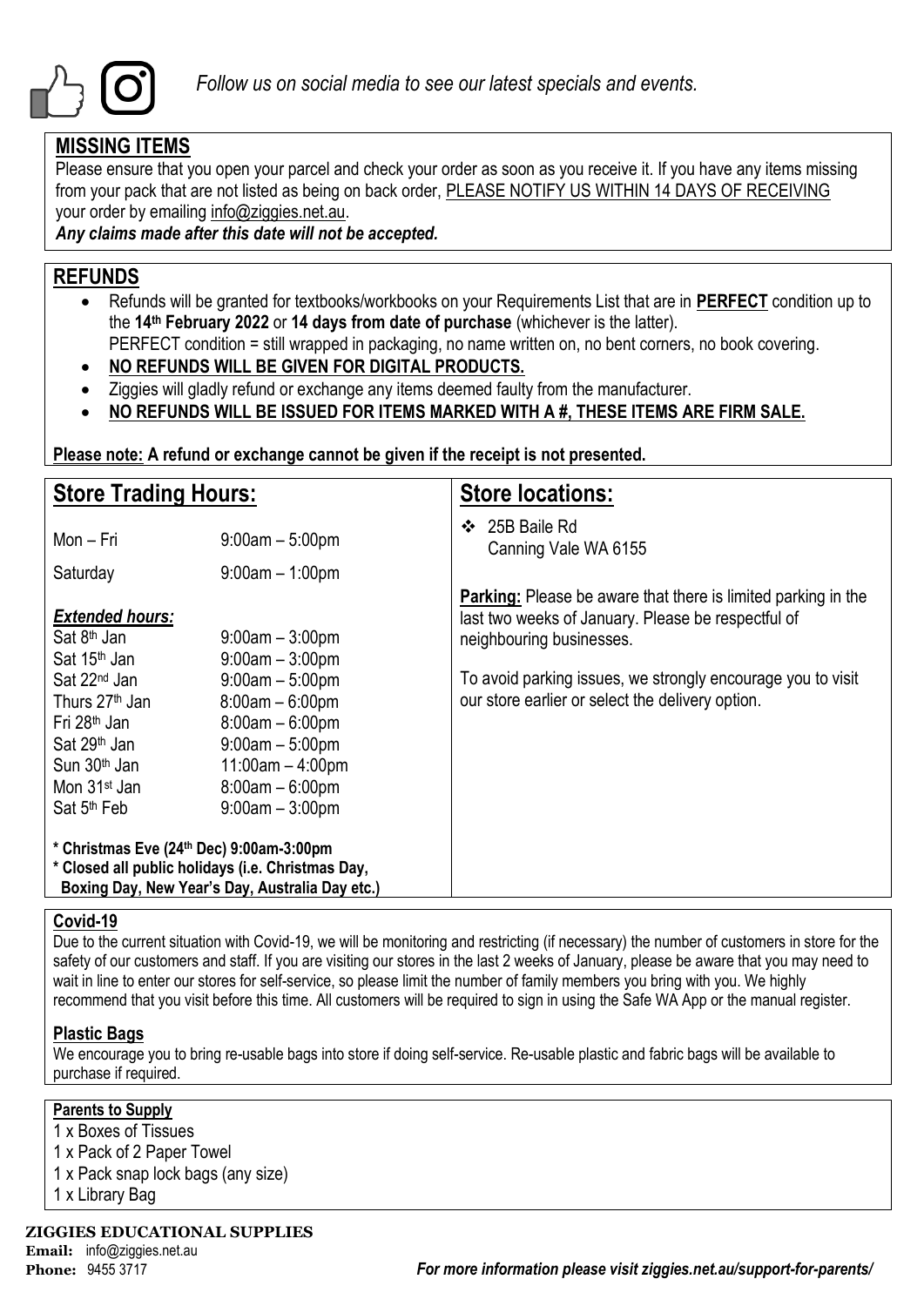*Follow us on social media to see our latest specials and events.*

## MISSING ITEMS

Please ensure that you open your parcel and check your order as soon as you receive it. If you have any items missing from your pack that are not listed as being on back order, PLEASE NOTIFY US WITHIN 14 DAYS OF RECEIVING your order by emailing info@ziggies.net.au.

***Any claims made after this date will not be accepted.***

## REFUNDS

- Refunds will be granted for textbooks/workbooks on your Requirements List that are in **PERFECT** condition up to the **14th February 2022** or **14 days from date of purchase** (whichever is the latter).
  PERFECT condition = still wrapped in packaging, no name written on, no bent corners, no book covering.
- **NO REFUNDS WILL BE GIVEN FOR DIGITAL PRODUCTS.**
- Ziggies will gladly refund or exchange any items deemed faulty from the manufacturer.
- **NO REFUNDS WILL BE ISSUED FOR ITEMS MARKED WITH A #, THESE ITEMS ARE FIRM SALE.**

**Please note: A refund or exchange cannot be given if the receipt is not presented.**

## Store Trading Hours:

| | |
|---|---|
| Mon – Fri | 9:00am – 5:00pm |
| Saturday | 9:00am – 1:00pm |

***Extended hours:***

| | |
|---|---|
| Sat 8th Jan | 9:00am – 3:00pm |
| Sat 15th Jan | 9:00am – 3:00pm |
| Sat 22nd Jan | 9:00am – 5:00pm |
| Thurs 27th Jan | 8:00am – 6:00pm |
| Fri 28th Jan | 8:00am – 6:00pm |
| Sat 29th Jan | 9:00am – 5:00pm |
| Sun 30th Jan | 11:00am – 4:00pm |
| Mon 31st Jan | 8:00am – 6:00pm |
| Sat 5th Feb | 9:00am – 3:00pm |

**\* Christmas Eve (24th Dec) 9:00am-3:00pm**
**\* Closed all public holidays (i.e. Christmas Day, Boxing Day, New Year's Day, Australia Day etc.)**

## Store locations:

- 25B Baile Rd
  Canning Vale WA 6155

**Parking:** Please be aware that there is limited parking in the last two weeks of January. Please be respectful of neighbouring businesses.

To avoid parking issues, we strongly encourage you to visit our store earlier or select the delivery option.

### Covid-19

Due to the current situation with Covid-19, we will be monitoring and restricting (if necessary) the number of customers in store for the safety of our customers and staff. If you are visiting our stores in the last 2 weeks of January, please be aware that you may need to wait in line to enter our stores for self-service, so please limit the number of family members you bring with you. We highly recommend that you visit before this time. All customers will be required to sign in using the Safe WA App or the manual register.

### Plastic Bags

We encourage you to bring re-usable bags into store if doing self-service. Re-usable plastic and fabric bags will be available to purchase if required.

### Parents to Supply

1 x Boxes of Tissues
1 x Pack of 2 Paper Towel
1 x Pack snap lock bags (any size)
1 x Library Bag

**ZIGGIES EDUCATIONAL SUPPLIES**
**Email:** info@ziggies.net.au
**Phone:** 9455 3717

*For more information please visit ziggies.net.au/support-for-parents/*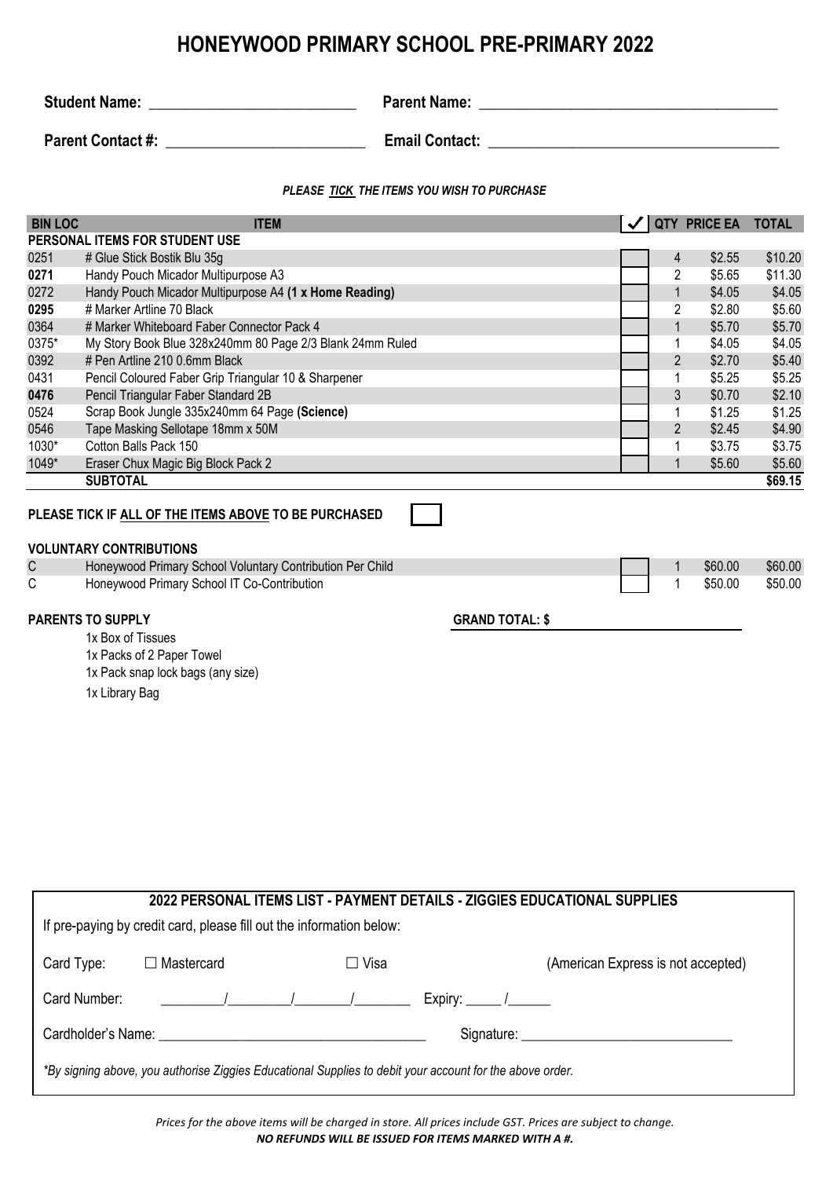# HONEYWOOD PRIMARY SCHOOL PRE-PRIMARY 2022

**Student Name:** ___________________________ **Parent Name:** ________________________________________

**Parent Contact #:** ___________________________ **Email Contact:** ______________________________________

***PLEASE TICK THE ITEMS YOU WISH TO PURCHASE***

| BIN LOC | ITEM | ✓ | QTY | PRICE EA | TOTAL |
|---|---|---|---|---|---|
| **PERSONAL ITEMS FOR STUDENT USE** | | | | | |
| 0251 | # Glue Stick Bostik Blu 35g | | 4 | $2.55 | $10.20 |
| **0271** | Handy Pouch Micador Multipurpose A3 | | 2 | $5.65 | $11.30 |
| 0272 | Handy Pouch Micador Multipurpose A4 **(1 x Home Reading)** | | 1 | $4.05 | $4.05 |
| **0295** | # Marker Artline 70 Black | | 2 | $2.80 | $5.60 |
| 0364 | # Marker Whiteboard Faber Connector Pack 4 | | 1 | $5.70 | $5.70 |
| 0375* | My Story Book Blue 328x240mm 80 Page 2/3 Blank 24mm Ruled | | 1 | $4.05 | $4.05 |
| 0392 | # Pen Artline 210 0.6mm Black | | 2 | $2.70 | $5.40 |
| 0431 | Pencil Coloured Faber Grip Triangular 10 & Sharpener | | 1 | $5.25 | $5.25 |
| **0476** | Pencil Triangular Faber Standard 2B | | 3 | $0.70 | $2.10 |
| 0524 | Scrap Book Jungle 335x240mm 64 Page **(Science)** | | 1 | $1.25 | $1.25 |
| 0546 | Tape Masking Sellotape 18mm x 50M | | 2 | $2.45 | $4.90 |
| 1030* | Cotton Balls Pack 150 | | 1 | $3.75 | $3.75 |
| 1049* | Eraser Chux Magic Big Block Pack 2 | | 1 | $5.60 | $5.60 |
| | **SUBTOTAL** | | | | **$69.15** |

**PLEASE TICK IF ALL OF THE ITEMS ABOVE TO BE PURCHASED** ☐

**VOLUNTARY CONTRIBUTIONS**

| | | | | | |
|---|---|---|---|---|---|
| C | Honeywood Primary School Voluntary Contribution Per Child | | 1 | $60.00 | $60.00 |
| C | Honeywood Primary School IT Co-Contribution | | 1 | $50.00 | $50.00 |

**PARENTS TO SUPPLY**

- 1x Box of Tissues
- 1x Packs of 2 Paper Towel
- 1x Pack snap lock bags (any size)
- 1x Library Bag

**GRAND TOTAL: $** ____________________

**2022 PERSONAL ITEMS LIST - PAYMENT DETAILS - ZIGGIES EDUCATIONAL SUPPLIES**

If pre-paying by credit card, please fill out the information below:

Card Type: ☐ Mastercard ☐ Visa (American Express is not accepted)

Card Number: _________/_________/________/________ Expiry: _____ /______

Cardholder's Name: ____________________________________ Signature: ______________________________

*\*By signing above, you authorise Ziggies Educational Supplies to debit your account for the above order.*

*Prices for the above items will be charged in store. All prices include GST. Prices are subject to change.*

***NO REFUNDS WILL BE ISSUED FOR ITEMS MARKED WITH A #.***